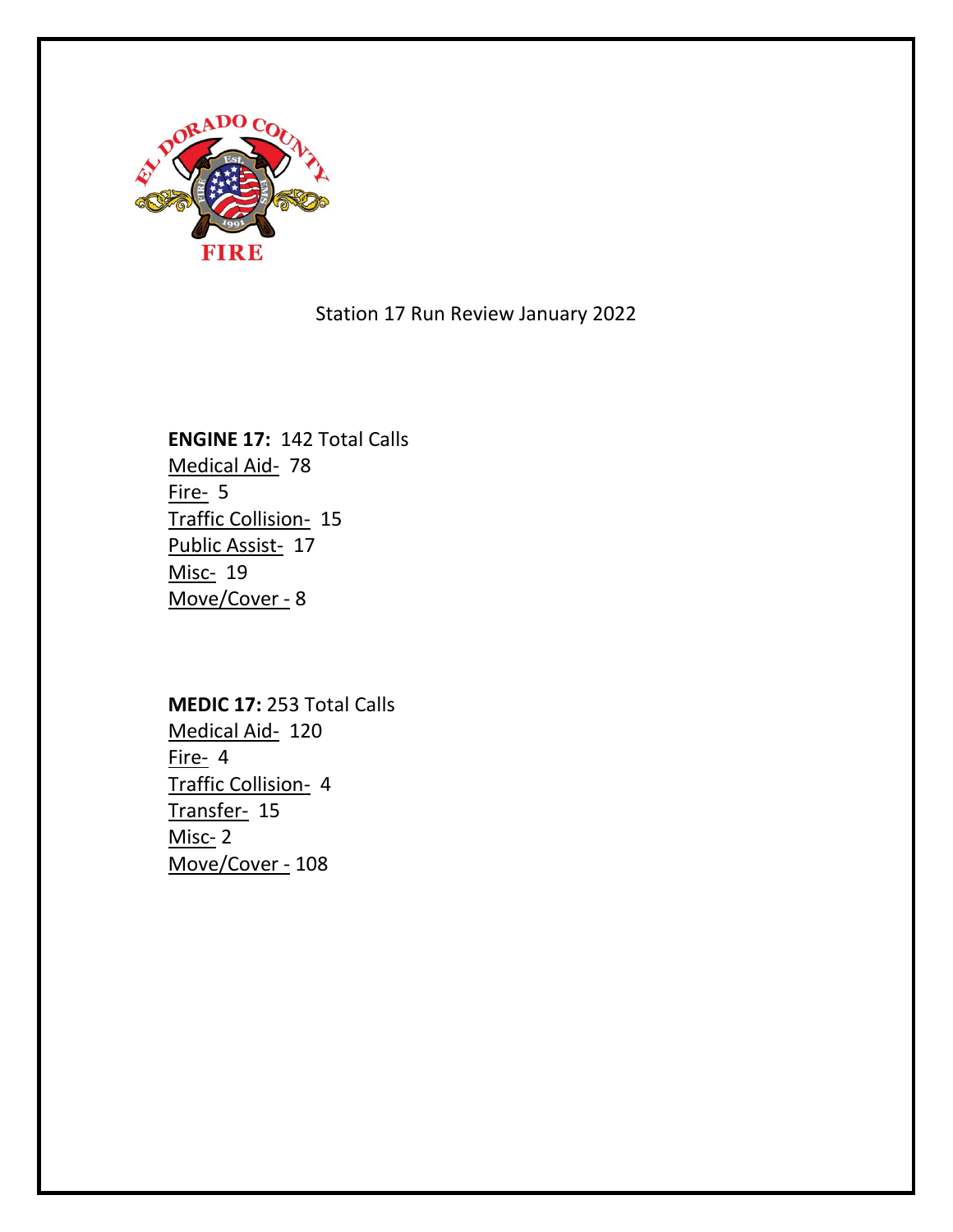# Station 17 Run Review January 2022

**ENGINE 17:** 142 Total Calls

Medical Aid- 78

Fire- 5

Traffic Collision- 15

Public Assist- 17

Misc- 19

Move/Cover - 8

**MEDIC 17:** 253 Total Calls

Medical Aid- 120

Fire- 4

Traffic Collision- 4

Transfer- 15

Misc- 2

Move/Cover - 108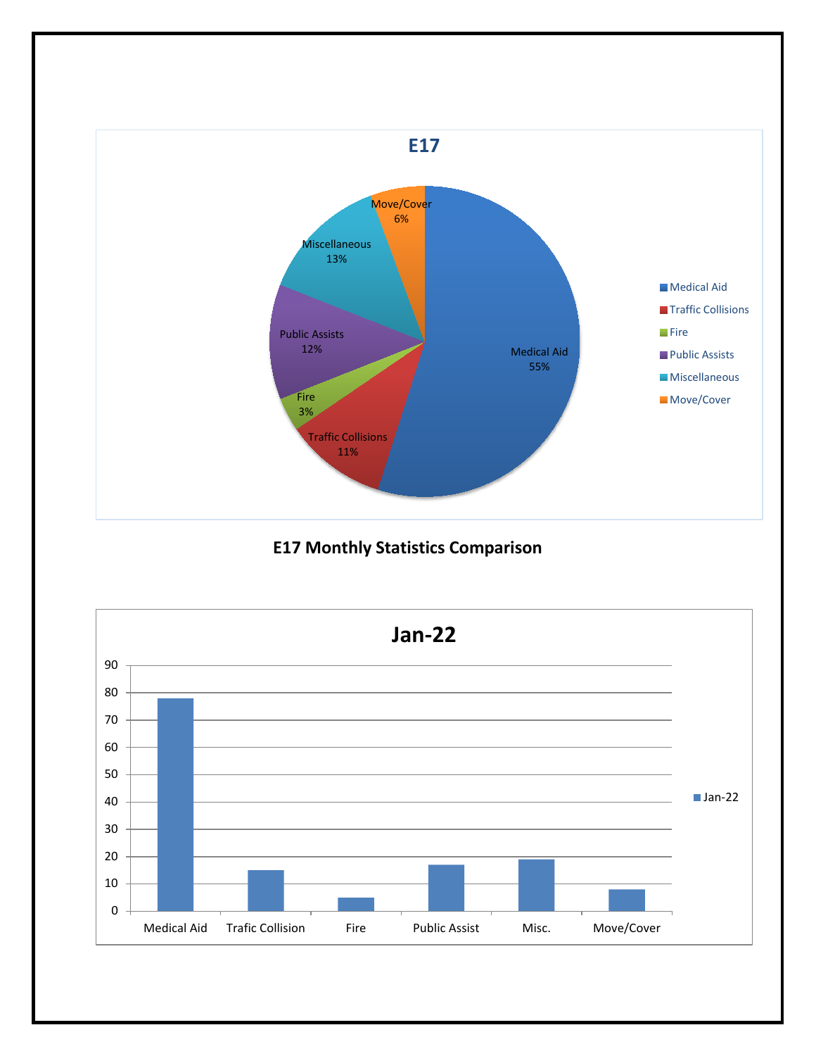## E17

| Category | Percentage |
|---|---|
| Medical Aid | 55% |
| Traffic Collisions | 11% |
| Fire | 3% |
| Public Assists | 12% |
| Miscellaneous | 13% |
| Move/Cover | 6% |

## E17 Monthly Statistics Comparison

### Jan-22

| Category | Jan-22 |
|---|---|
| Medical Aid | 78 |
| Trafic Collision | 15 |
| Fire | 5 |
| Public Assist | 17 |
| Misc. | 19 |
| Move/Cover | 8 |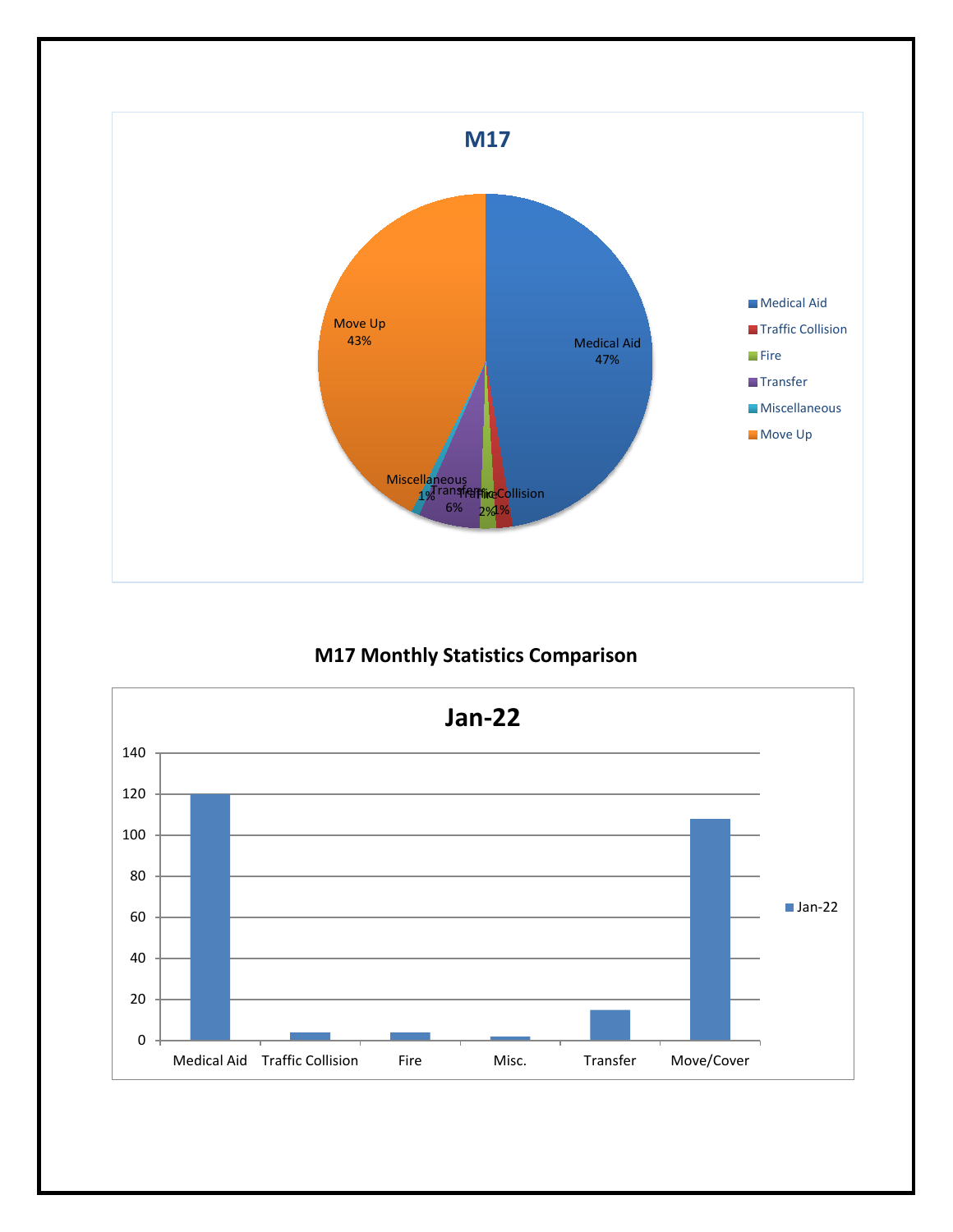## M17

- Medical Aid: 47%
- Traffic Collision: 1%
- Fire: 2%
- Transfer: 6%
- Miscellaneous: 1%
- Move Up: 43%

## M17 Monthly Statistics Comparison

### Jan-22

| Category | Jan-22 |
|---|---|
| Medical Aid | 120 |
| Traffic Collision | 4 |
| Fire | 4 |
| Misc. | 2 |
| Transfer | 15 |
| Move/Cover | 108 |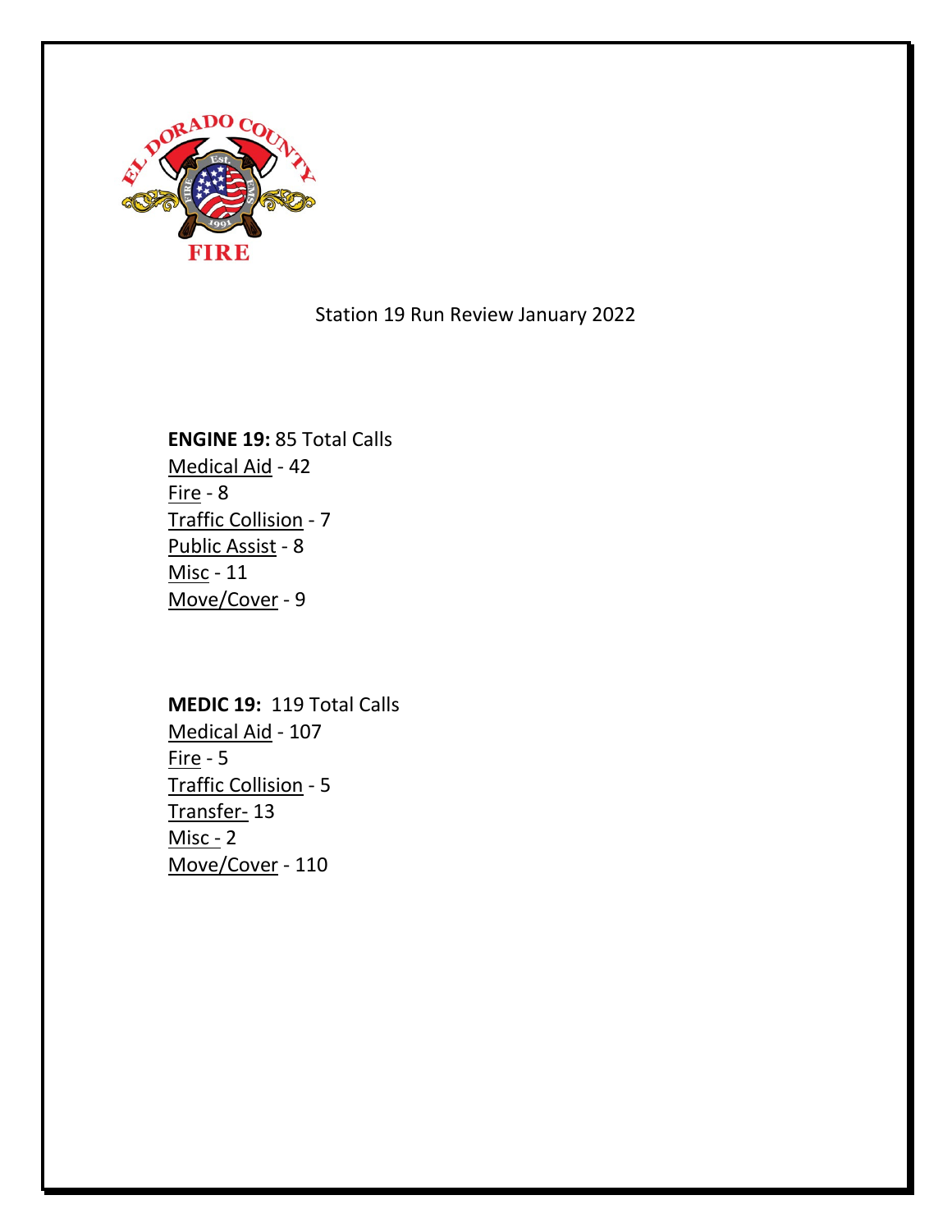Station 19 Run Review January 2022

**ENGINE 19:** 85 Total Calls
Medical Aid - 42
Fire - 8
Traffic Collision - 7
Public Assist - 8
Misc - 11
Move/Cover - 9

**MEDIC 19:** 119 Total Calls
Medical Aid - 107
Fire - 5
Traffic Collision - 5
Transfer- 13
Misc - 2
Move/Cover - 110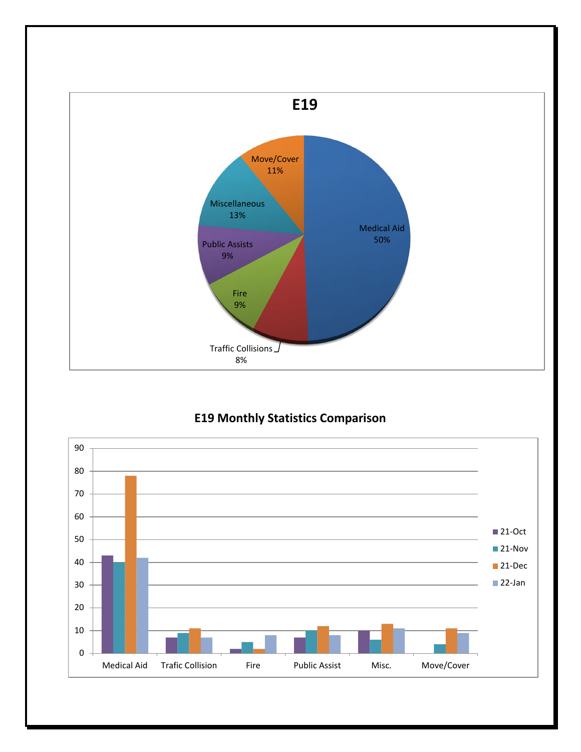## E19

- Medical Aid 50%
- Traffic Collisions 8%
- Fire 9%
- Public Assists 9%
- Miscellaneous 13%
- Move/Cover 11%

## E19 Monthly Statistics Comparison

| | 21-Oct | 21-Nov | 21-Dec | 22-Jan |
|---|---|---|---|---|
| Medical Aid | 43 | 40 | 78 | 42 |
| Trafic Collision | 7 | 9 | 11 | 7 |
| Fire | 2 | 5 | 2 | 8 |
| Public Assist | 7 | 10 | 12 | 8 |
| Misc. | 10 | 6 | 13 | 11 |
| Move/Cover | 0 | 4 | 11 | 9 |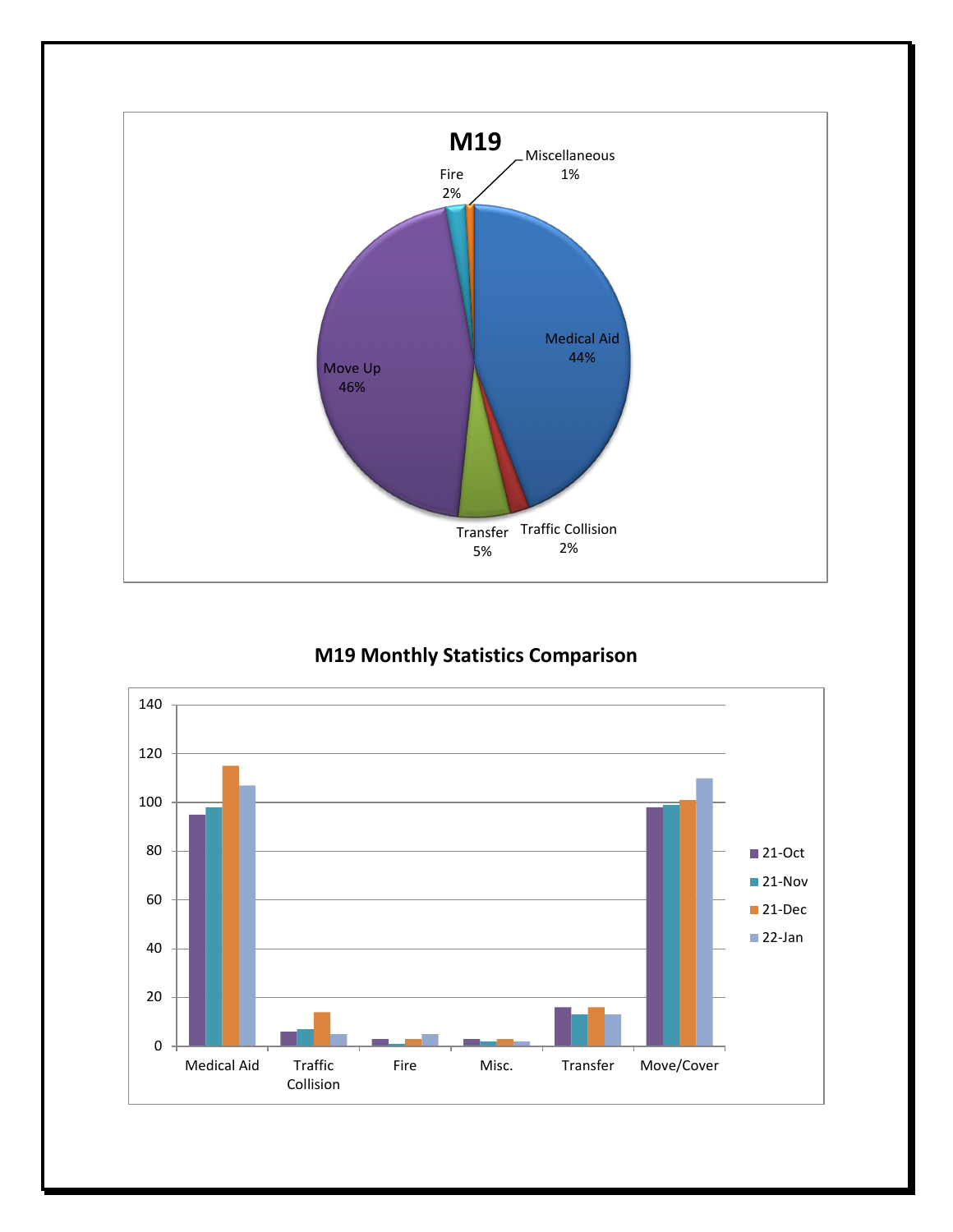## M19

- Medical Aid 44%
- Move Up 46%
- Transfer 5%
- Traffic Collision 2%
- Fire 2%
- Miscellaneous 1%

## M19 Monthly Statistics Comparison

| | 21-Oct | 21-Nov | 21-Dec | 22-Jan |
|---|---|---|---|---|
| Medical Aid | 95 | 98 | 115 | 107 |
| Traffic Collision | 6 | 7 | 14 | 5 |
| Fire | 3 | 1 | 3 | 5 |
| Misc. | 3 | 2 | 3 | 2 |
| Transfer | 16 | 13 | 16 | 13 |
| Move/Cover | 98 | 99 | 101 | 110 |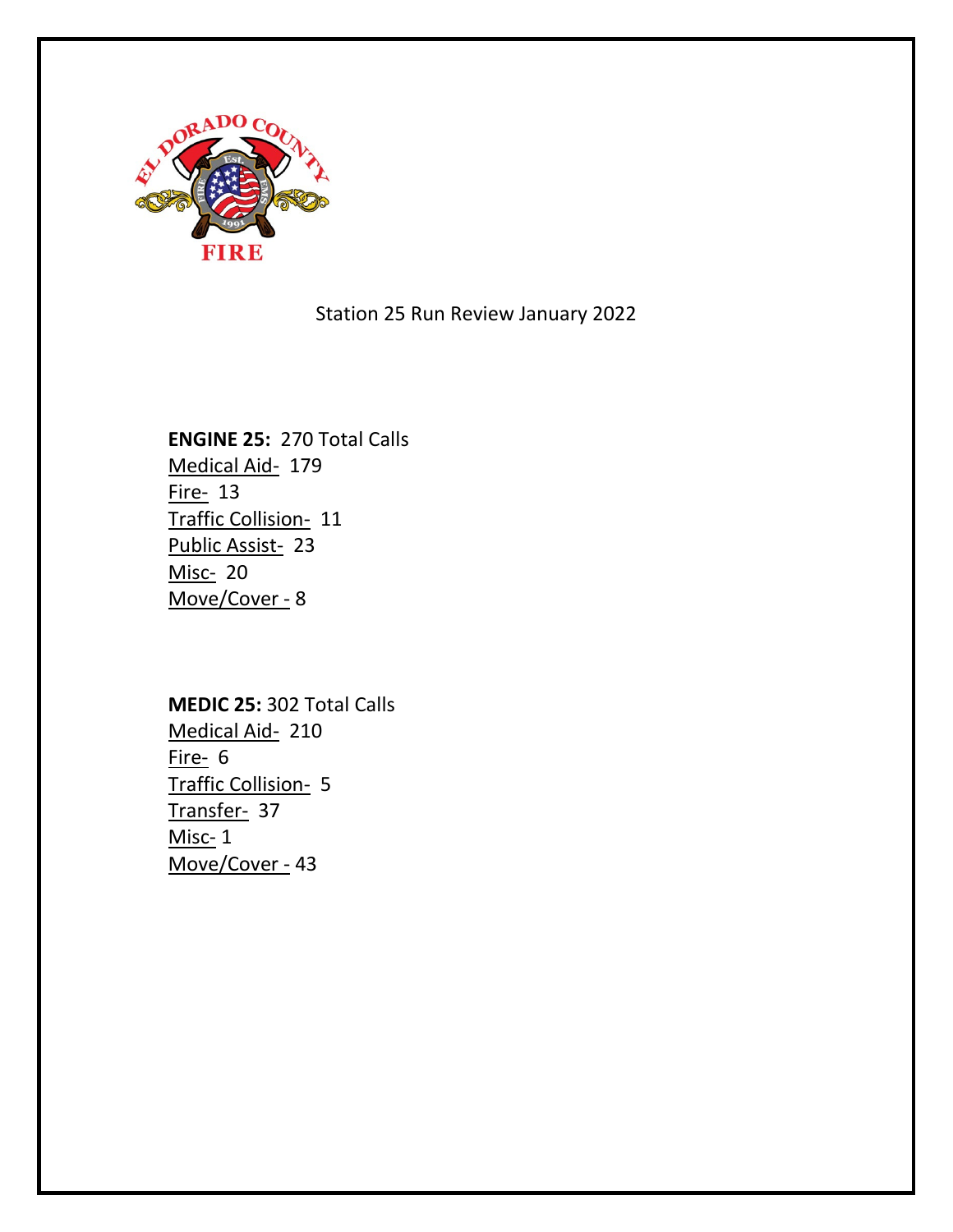Station 25 Run Review January 2022

**ENGINE 25:** 270 Total Calls
Medical Aid- 179
Fire- 13
Traffic Collision- 11
Public Assist- 23
Misc- 20
Move/Cover - 8

**MEDIC 25:** 302 Total Calls
Medical Aid- 210
Fire- 6
Traffic Collision- 5
Transfer- 37
Misc- 1
Move/Cover - 43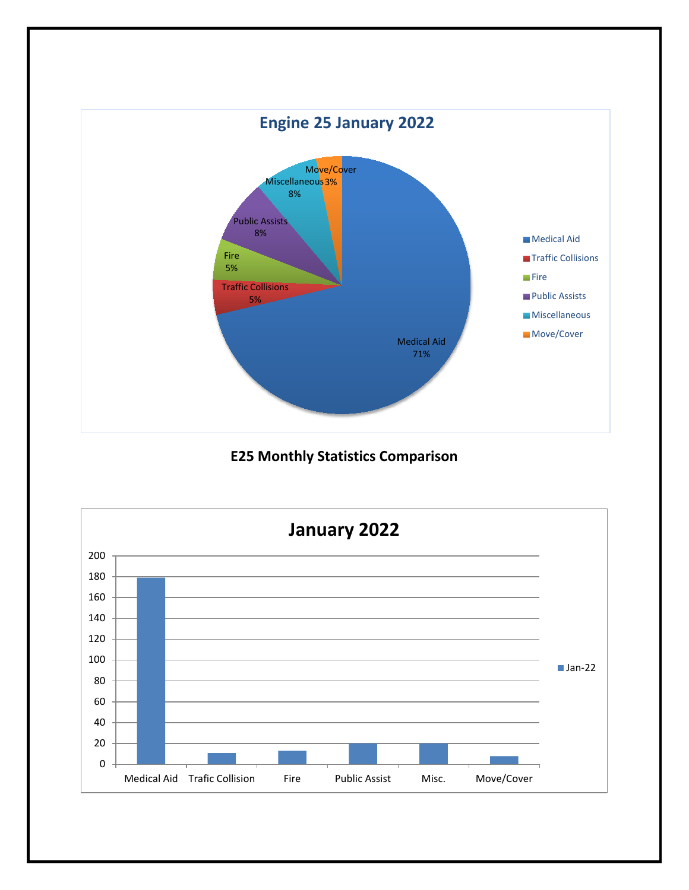## Engine 25 January 2022

| Category | Percentage |
| --- | --- |
| Medical Aid | 71% |
| Traffic Collisions | 5% |
| Fire | 5% |
| Public Assists | 8% |
| Miscellaneous | 8% |
| Move/Cover | 3% |

## E25 Monthly Statistics Comparison

### January 2022

| Category | Jan-22 |
| --- | --- |
| Medical Aid | 179 |
| Trafic Collision | 11 |
| Fire | 13 |
| Public Assist | 20 |
| Misc. | 20 |
| Move/Cover | 8 |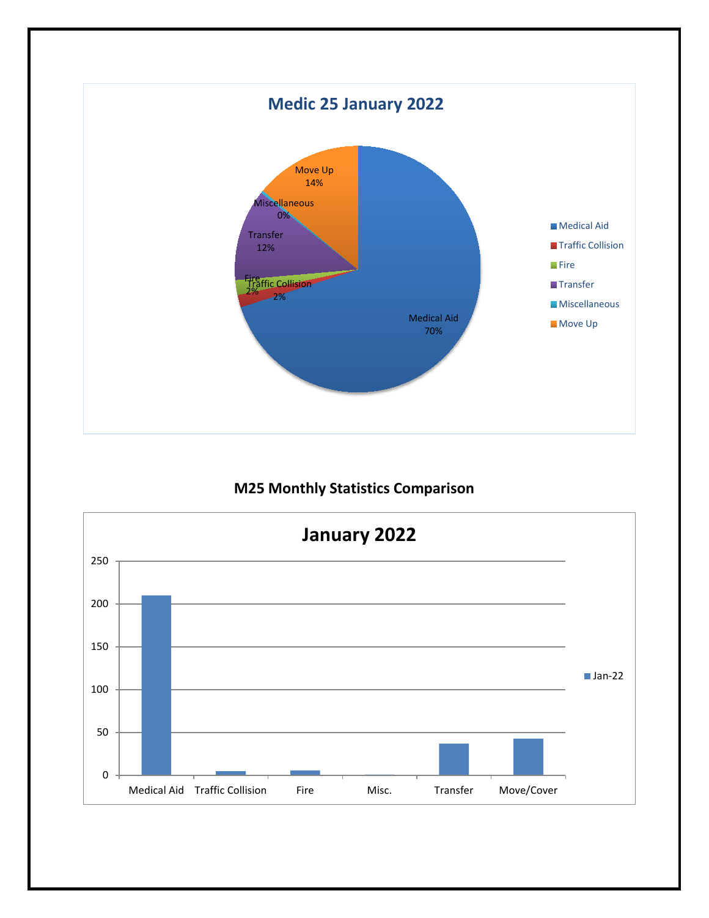## Medic 25 January 2022

| Category | Percentage |
| --- | --- |
| Medical Aid | 70% |
| Traffic Collision | 2% |
| Fire | 2% |
| Transfer | 12% |
| Miscellaneous | 0% |
| Move Up | 14% |

## M25 Monthly Statistics Comparison

### January 2022

Legend: Jan-22

Categories: Medical Aid, Traffic Collision, Fire, Misc., Transfer, Move/Cover

Axis: 0, 50, 100, 150, 200, 250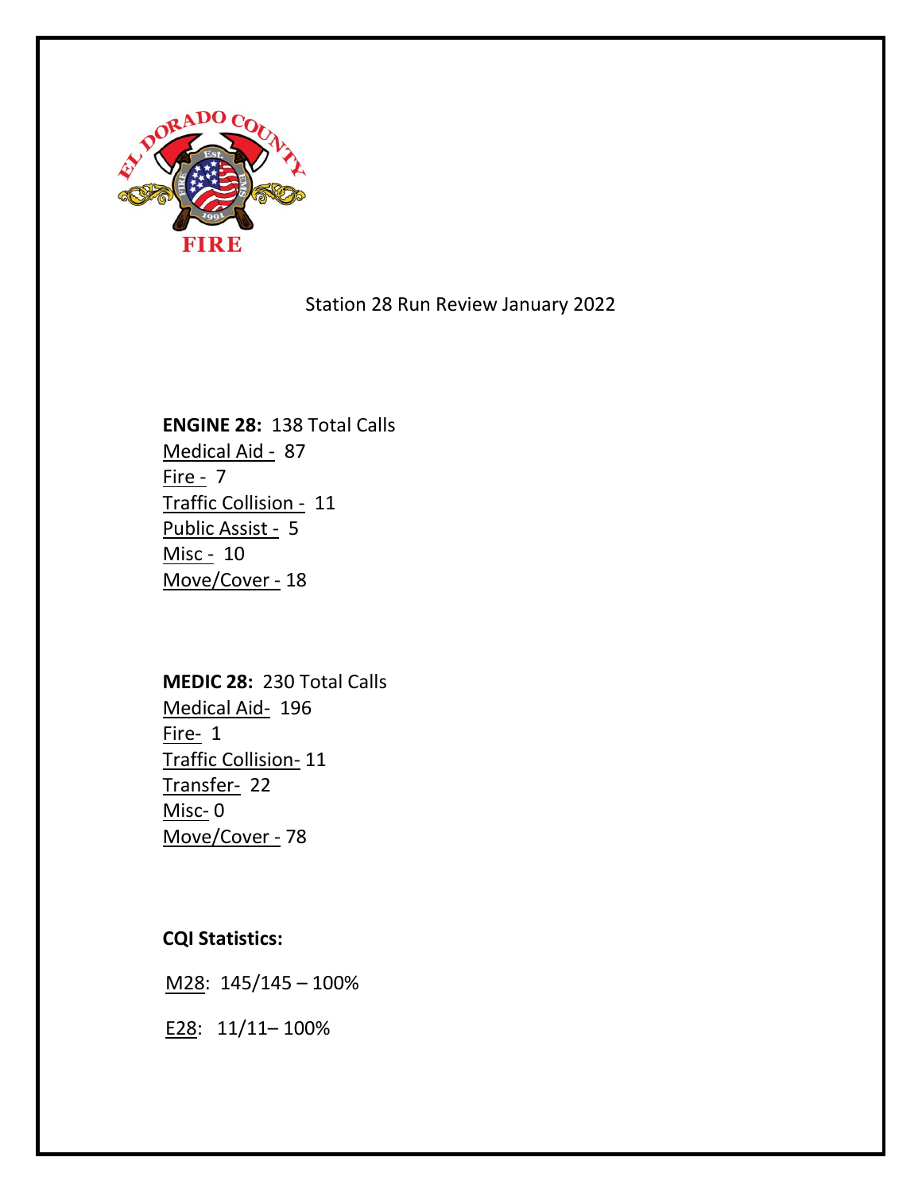Station 28 Run Review January 2022

**ENGINE 28:** 138 Total Calls

Medical Aid - 87

Fire - 7

Traffic Collision - 11

Public Assist - 5

Misc - 10

Move/Cover - 18

**MEDIC 28:** 230 Total Calls

Medical Aid- 196

Fire- 1

Traffic Collision- 11

Transfer- 22

Misc- 0

Move/Cover - 78

**CQI Statistics:**

M28: 145/145 – 100%

E28: 11/11– 100%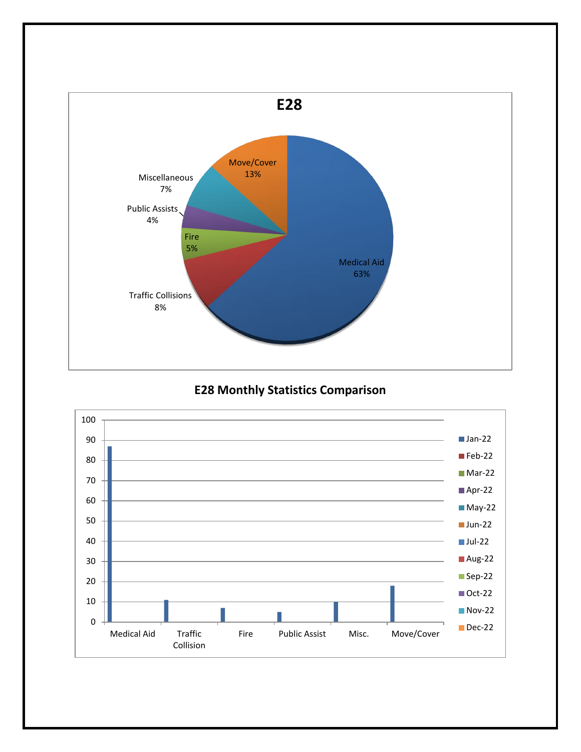# E28

- Medical Aid 63%
- Move/Cover 13%
- Miscellaneous 7%
- Public Assists 4%
- Fire 5%
- Traffic Collisions 8%

## E28 Monthly Statistics Comparison

| Category | Jan-22 |
|---|---|
| Medical Aid | 87 |
| Traffic Collision | 11 |
| Fire | 7 |
| Public Assist | 5 |
| Misc. | 10 |
| Move/Cover | 18 |

Legend: Jan-22, Feb-22, Mar-22, Apr-22, May-22, Jun-22, Jul-22, Aug-22, Sep-22, Oct-22, Nov-22, Dec-22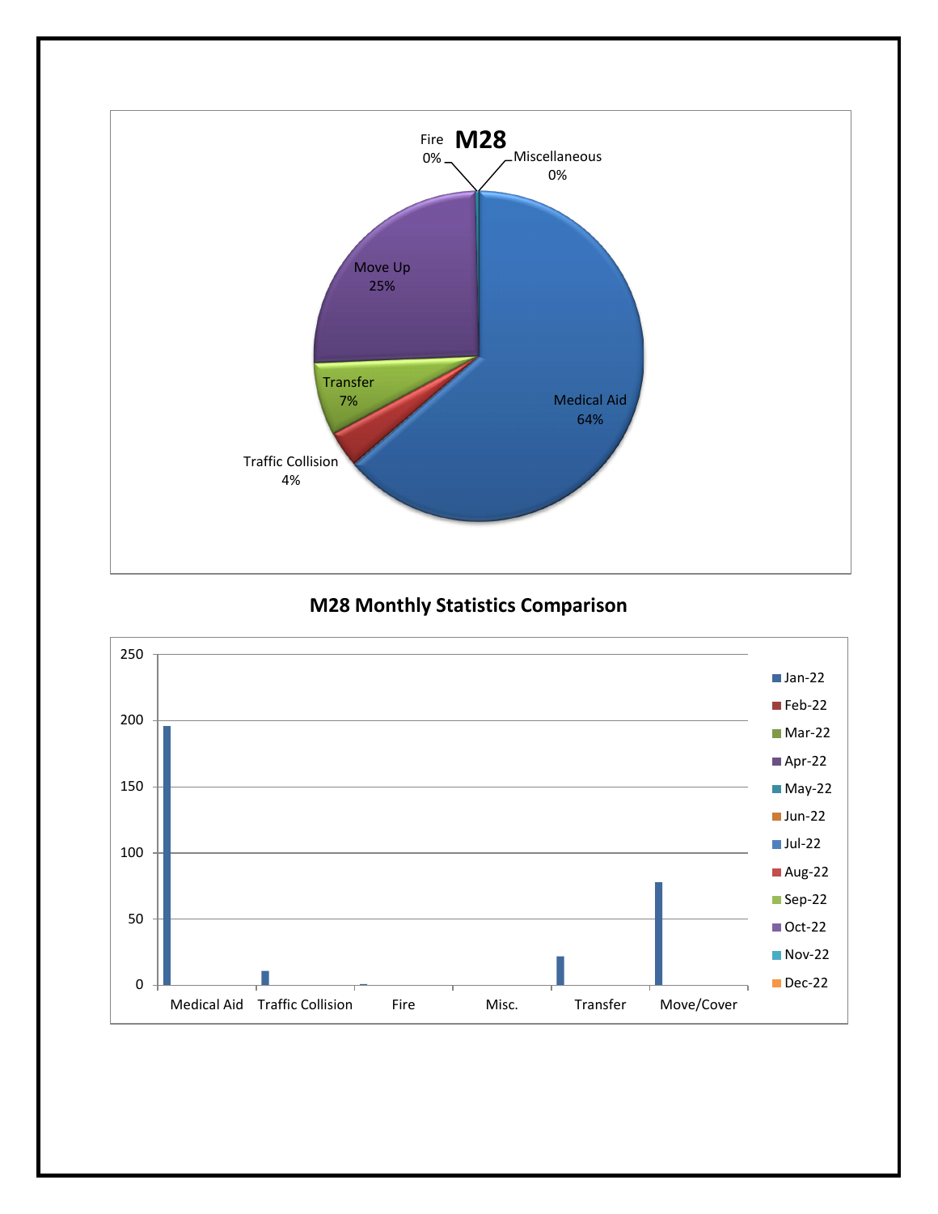## M28

Fire 0%

Miscellaneous 0%

Move Up 25%

Transfer 7%

Traffic Collision 4%

Medical Aid 64%

## M28 Monthly Statistics Comparison

Legend: Jan-22, Feb-22, Mar-22, Apr-22, May-22, Jun-22, Jul-22, Aug-22, Sep-22, Oct-22, Nov-22, Dec-22

Y-axis: 0, 50, 100, 150, 200, 250

X-axis: Medical Aid, Traffic Collision, Fire, Misc., Transfer, Move/Cover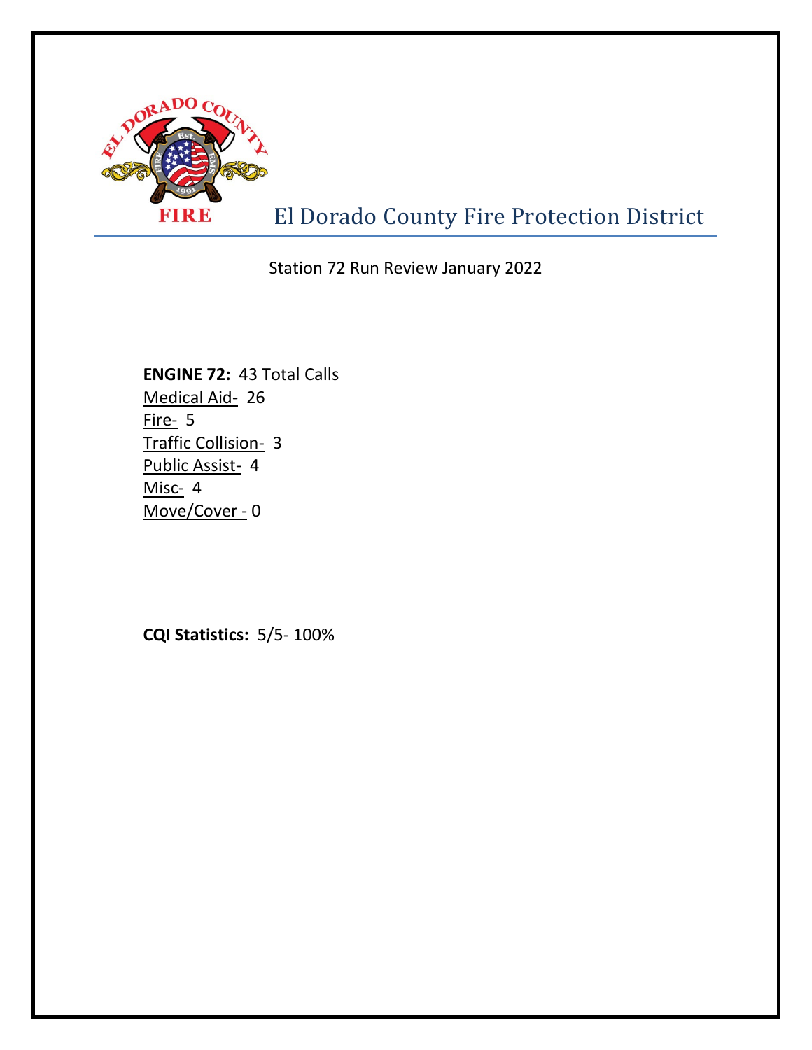# El Dorado County Fire Protection District

Station 72 Run Review January 2022

**ENGINE 72:** 43 Total Calls
Medical Aid- 26
Fire- 5
Traffic Collision- 3
Public Assist- 4
Misc- 4
Move/Cover - 0

**CQI Statistics:** 5/5- 100%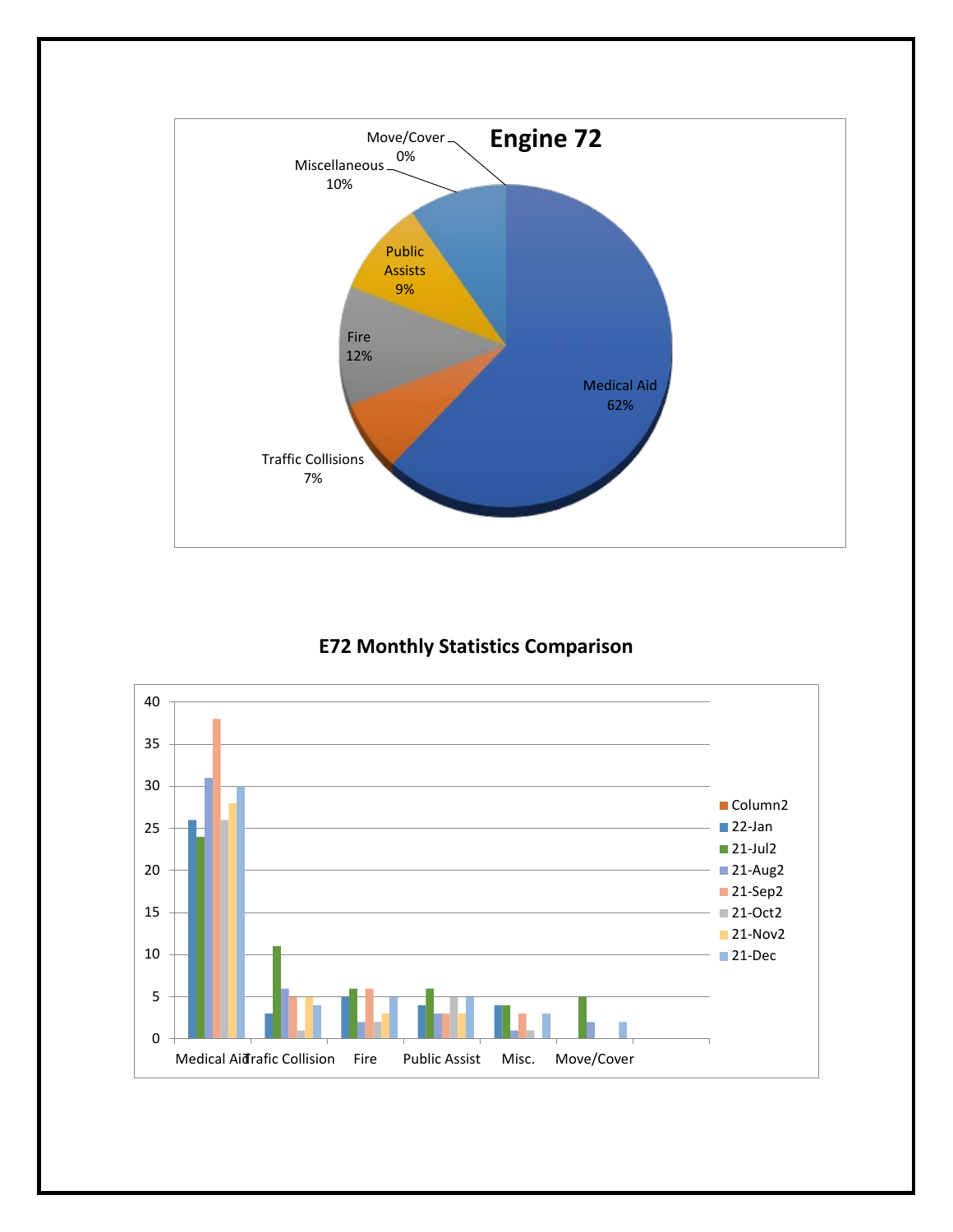## Engine 72

- Medical Aid 62%
- Traffic Collisions 7%
- Fire 12%
- Public Assists 9%
- Miscellaneous 10%
- Move/Cover 0%

## E72 Monthly Statistics Comparison

| | Column2 | 22-Jan | 21-Jul2 | 21-Aug2 | 21-Sep2 | 21-Oct2 | 21-Nov2 | 21-Dec |
|---|---|---|---|---|---|---|---|---|
| Medical Aid | | 26 | 24 | 31 | 38 | 26 | 28 | 30 |
| Trafic Collision | | 3 | 11 | 6 | 5 | 1 | 5 | 4 |
| Fire | | 5 | 6 | 2 | 6 | 2 | 3 | 5 |
| Public Assist | | 4 | 6 | 3 | 3 | 5 | 3 | 5 |
| Misc. | | 4 | 4 | 1 | 3 | 1 | | 3 |
| Move/Cover | | | 5 | 2 | | | | 2 |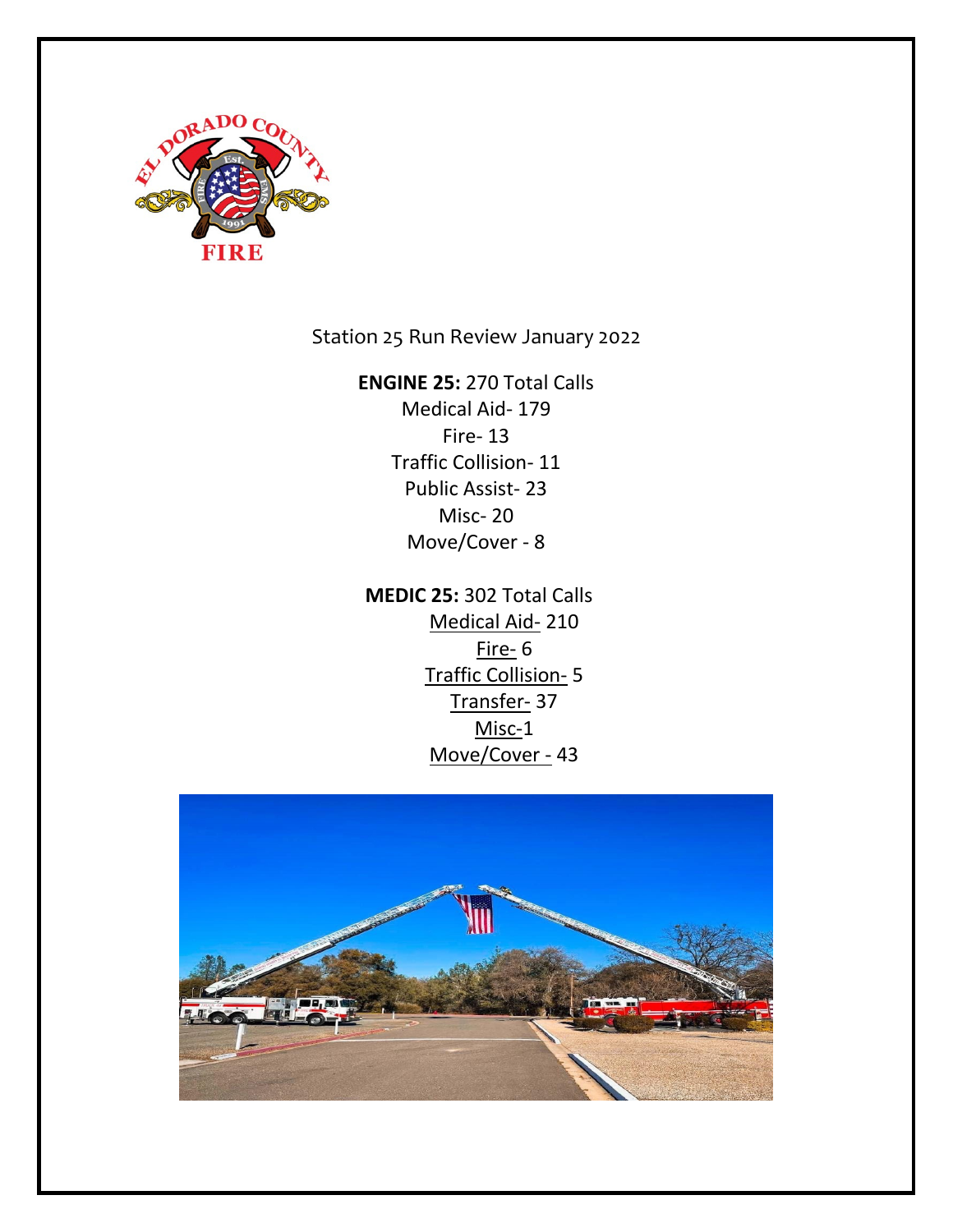Station 25 Run Review January 2022

**ENGINE 25:** 270 Total Calls

Medical Aid- 179

Fire- 13

Traffic Collision- 11

Public Assist- 23

Misc- 20

Move/Cover - 8

**MEDIC 25:** 302 Total Calls

Medical Aid- 210

Fire- 6

Traffic Collision- 5

Transfer- 37

Misc-1

Move/Cover - 43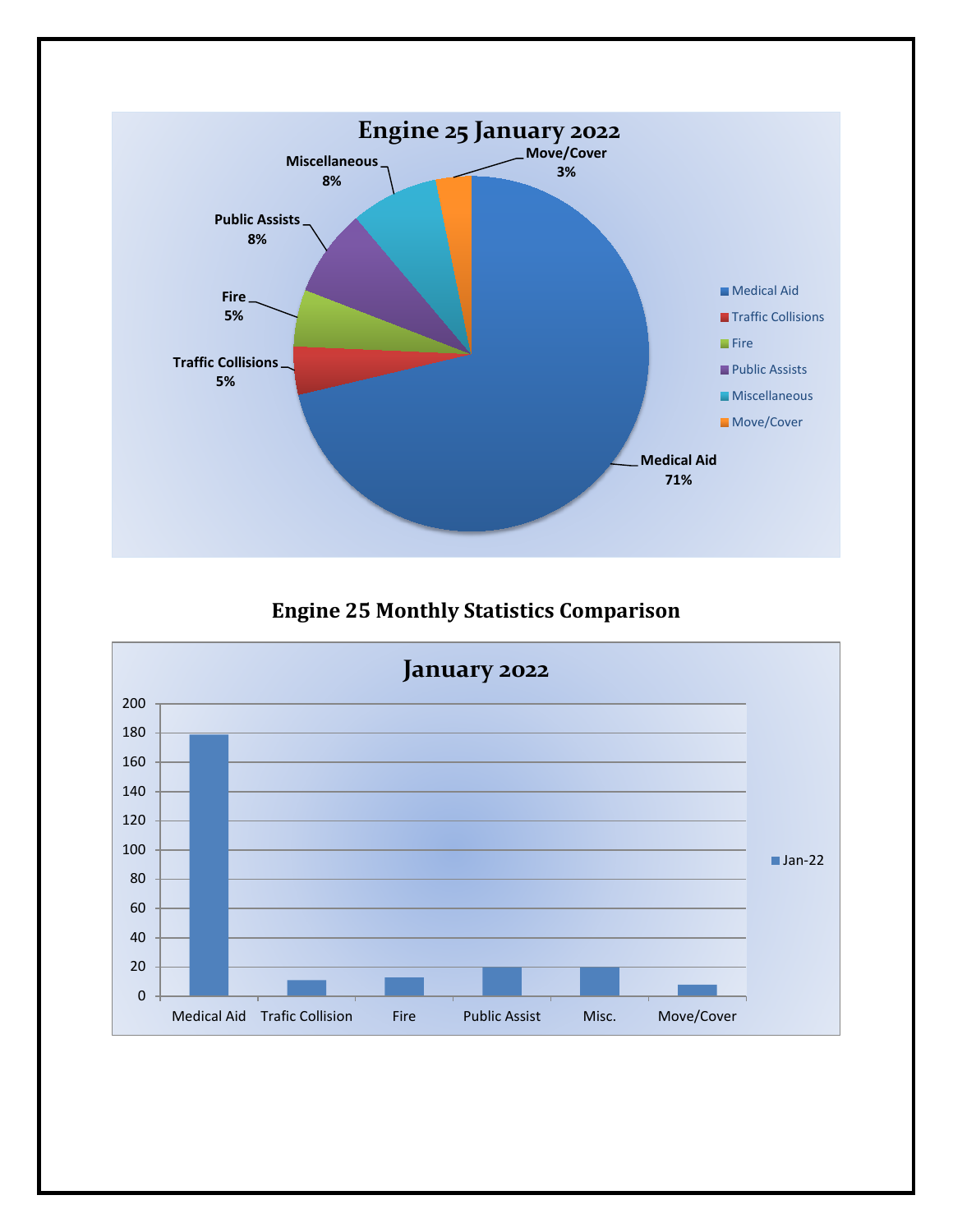**Engine 25 January 2022**

| Category | Percentage |
|---|---|
| Medical Aid | 71% |
| Traffic Collisions | 5% |
| Fire | 5% |
| Public Assists | 8% |
| Miscellaneous | 8% |
| Move/Cover | 3% |

## Engine 25 Monthly Statistics Comparison

**January 2022**

| Category | Jan-22 |
|---|---|
| Medical Aid | 179 |
| Trafic Collision | 11 |
| Fire | 13 |
| Public Assist | 20 |
| Misc. | 20 |
| Move/Cover | 8 |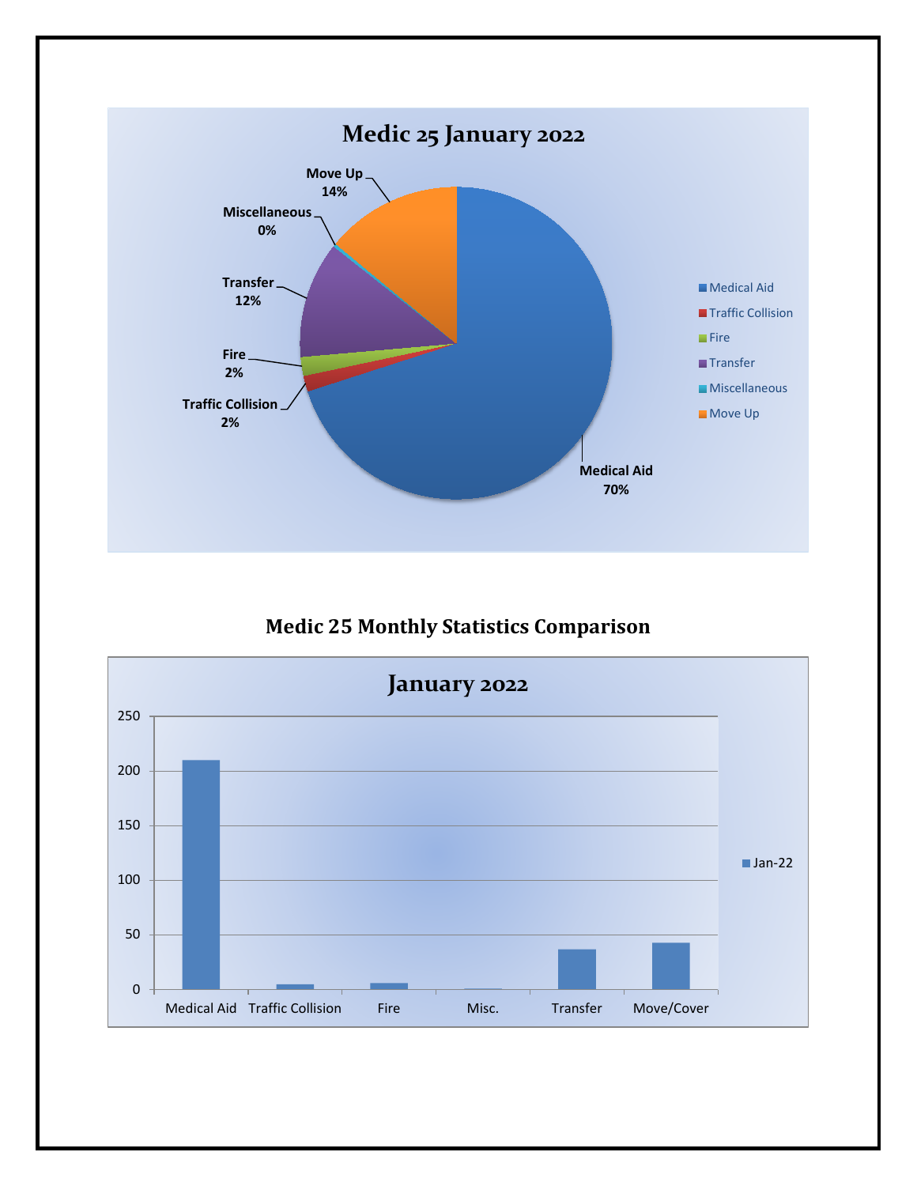**Medic 25 January 2022**

| Category | Percentage |
|---|---|
| Medical Aid | 70% |
| Traffic Collision | 2% |
| Fire | 2% |
| Transfer | 12% |
| Miscellaneous | 0% |
| Move Up | 14% |

## Medic 25 Monthly Statistics Comparison

**January 2022**

Legend: Jan-22

Categories: Medical Aid, Traffic Collision, Fire, Misc., Transfer, Move/Cover

Y-axis: 0, 50, 100, 150, 200, 250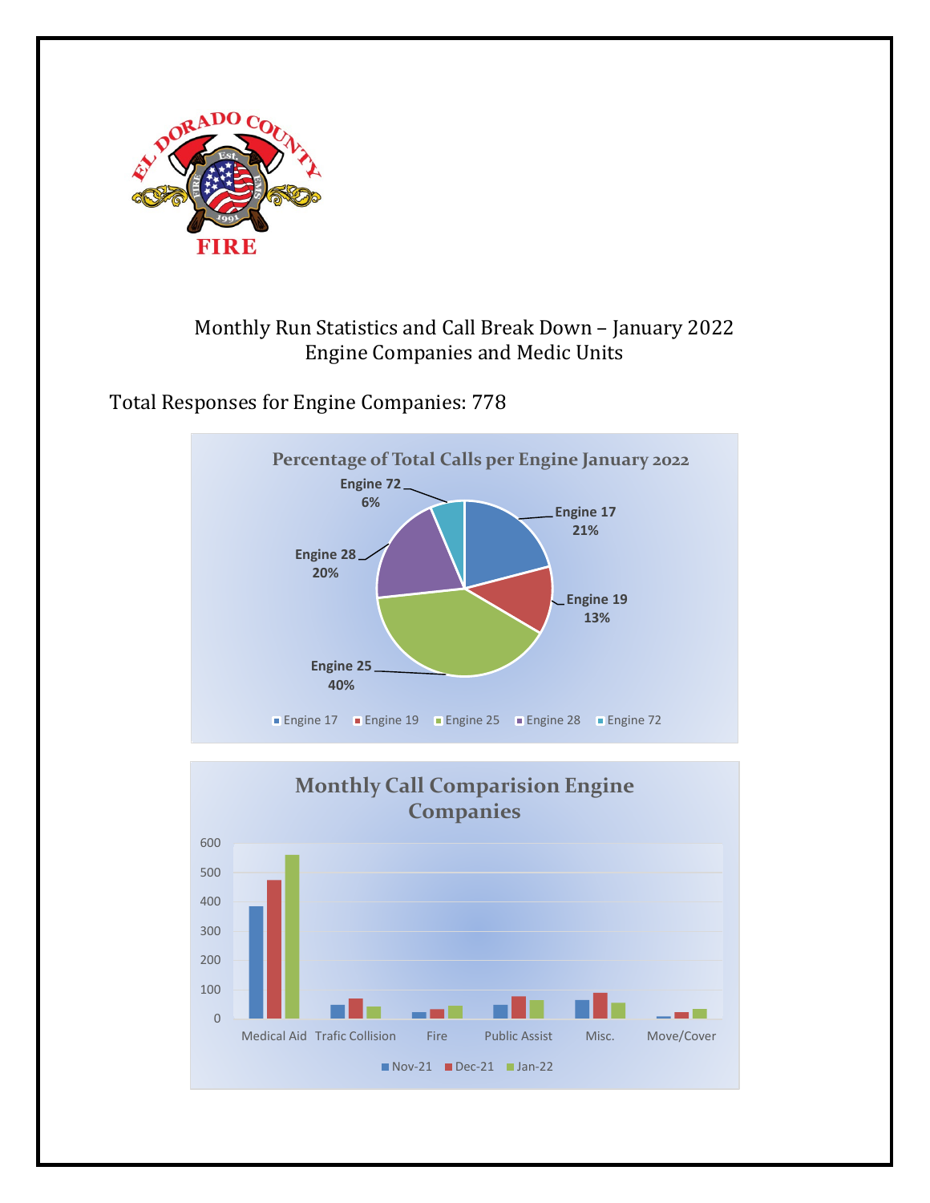Monthly Run Statistics and Call Break Down – January 2022
Engine Companies and Medic Units

Total Responses for Engine Companies: 778

**Percentage of Total Calls per Engine January 2022**

| Engine | Percentage |
|---|---|
| Engine 17 | 21% |
| Engine 19 | 13% |
| Engine 25 | 40% |
| Engine 28 | 20% |
| Engine 72 | 6% |

**Monthly Call Comparision Engine Companies**

Categories: Medical Aid, Trafic Collision, Fire, Public Assist, Misc., Move/Cover

Legend: Nov-21, Dec-21, Jan-22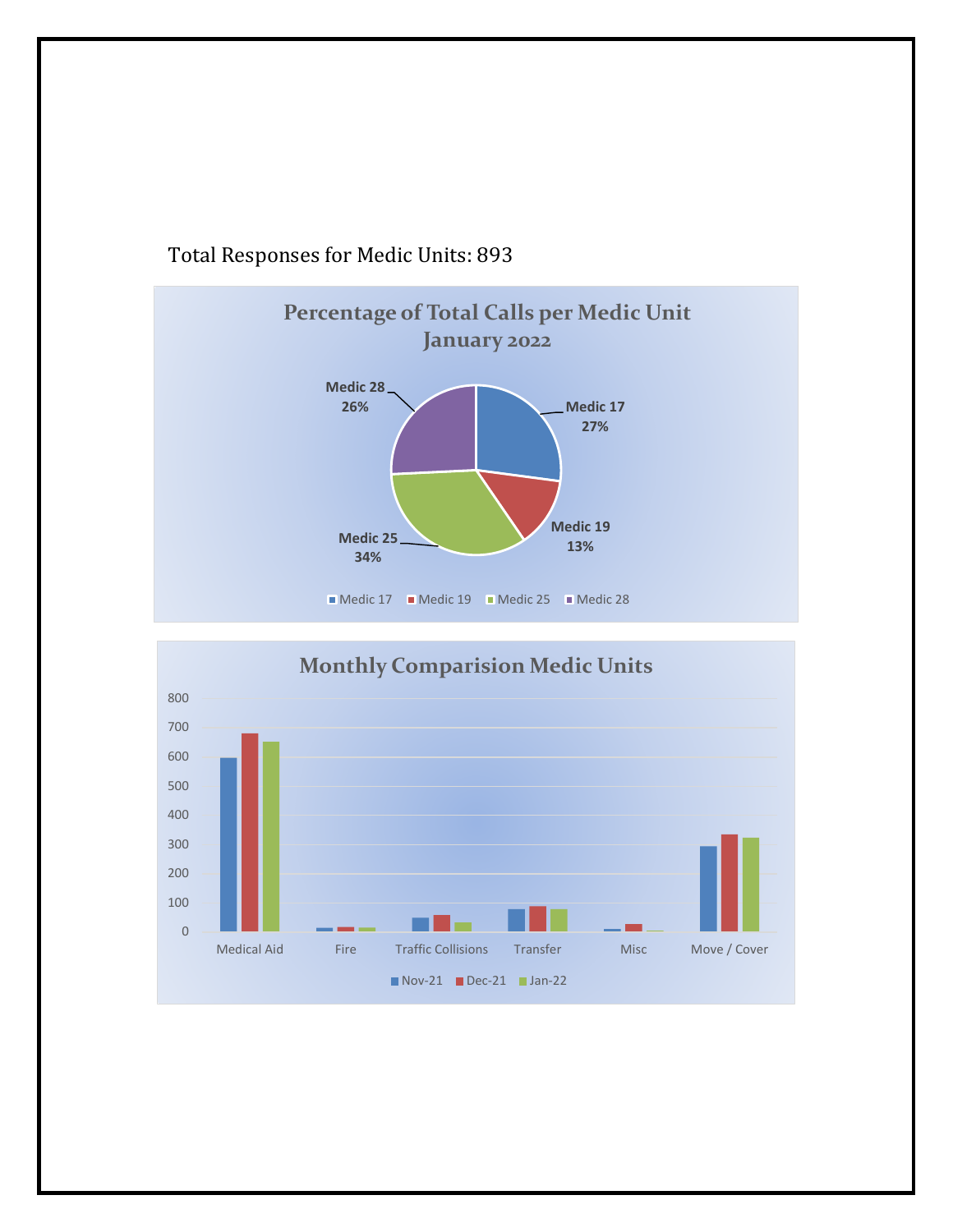Total Responses for Medic Units: 893

Percentage of Total Calls per Medic Unit
January 2022

Medic 28
26%

Medic 17
27%

Medic 19
13%

Medic 25
34%

Medic 17 Medic 19 Medic 25 Medic 28

Monthly Comparision Medic Units

800
700
600
500
400
300
200
100
0

Medical Aid Fire Traffic Collisions Transfer Misc Move / Cover

Nov-21 Dec-21 Jan-22